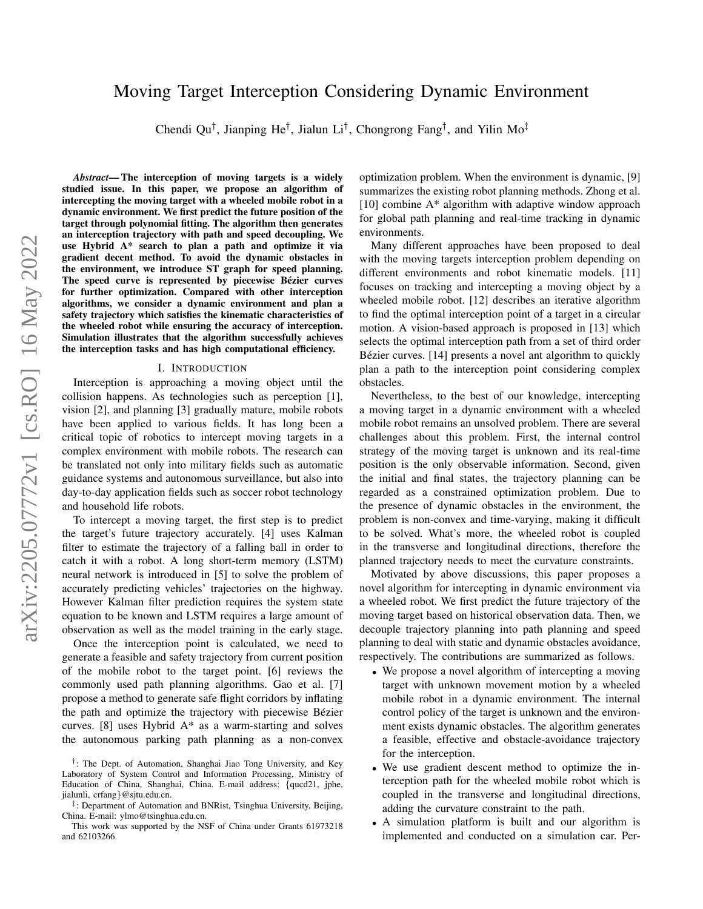# Moving Target Interception Considering Dynamic Environment

Chendi Qu[†], Jianping He[†], Jialun Li[†], Chongrong Fang[†], and Yilin Mo[‡]

***Abstract*— The interception of moving targets is a widely studied issue. In this paper, we propose an algorithm of intercepting the moving target with a wheeled mobile robot in a dynamic environment. We first predict the future position of the target through polynomial fitting. The algorithm then generates an interception trajectory with path and speed decoupling. We use Hybrid A* search to plan a path and optimize it via gradient decent method. To avoid the dynamic obstacles in the environment, we introduce ST graph for speed planning. The speed curve is represented by piecewise Bézier curves for further optimization. Compared with other interception algorithms, we consider a dynamic environment and plan a safety trajectory which satisfies the kinematic characteristics of the wheeled robot while ensuring the accuracy of interception. Simulation illustrates that the algorithm successfully achieves the interception tasks and has high computational efficiency.**

## I. Introduction

Interception is approaching a moving object until the collision happens. As technologies such as perception [1], vision [2], and planning [3] gradually mature, mobile robots have been applied to various fields. It has long been a critical topic of robotics to intercept moving targets in a complex environment with mobile robots. The research can be translated not only into military fields such as automatic guidance systems and autonomous surveillance, but also into day-to-day application fields such as soccer robot technology and household life robots.

To intercept a moving target, the first step is to predict the target's future trajectory accurately. [4] uses Kalman filter to estimate the trajectory of a falling ball in order to catch it with a robot. A long short-term memory (LSTM) neural network is introduced in [5] to solve the problem of accurately predicting vehicles' trajectories on the highway. However Kalman filter prediction requires the system state equation to be known and LSTM requires a large amount of observation as well as the model training in the early stage.

Once the interception point is calculated, we need to generate a feasible and safety trajectory from current position of the mobile robot to the target point. [6] reviews the commonly used path planning algorithms. Gao et al. [7] propose a method to generate safe flight corridors by inflating the path and optimize the trajectory with piecewise Bézier curves. [8] uses Hybrid A* as a warm-starting and solves the autonomous parking path planning as a non-convex optimization problem. When the environment is dynamic, [9] summarizes the existing robot planning methods. Zhong et al. [10] combine A* algorithm with adaptive window approach for global path planning and real-time tracking in dynamic environments.

Many different approaches have been proposed to deal with the moving targets interception problem depending on different environments and robot kinematic models. [11] focuses on tracking and intercepting a moving object by a wheeled mobile robot. [12] describes an iterative algorithm to find the optimal interception point of a target in a circular motion. A vision-based approach is proposed in [13] which selects the optimal interception path from a set of third order Bézier curves. [14] presents a novel ant algorithm to quickly plan a path to the interception point considering complex obstacles.

Nevertheless, to the best of our knowledge, intercepting a moving target in a dynamic environment with a wheeled mobile robot remains an unsolved problem. There are several challenges about this problem. First, the internal control strategy of the moving target is unknown and its real-time position is the only observable information. Second, given the initial and final states, the trajectory planning can be regarded as a constrained optimization problem. Due to the presence of dynamic obstacles in the environment, the problem is non-convex and time-varying, making it difficult to be solved. What's more, the wheeled robot is coupled in the transverse and longitudinal directions, therefore the planned trajectory needs to meet the curvature constraints.

Motivated by above discussions, this paper proposes a novel algorithm for intercepting in dynamic environment via a wheeled robot. We first predict the future trajectory of the moving target based on historical observation data. Then, we decouple trajectory planning into path planning and speed planning to deal with static and dynamic obstacles avoidance, respectively. The contributions are summarized as follows.

- We propose a novel algorithm of intercepting a moving target with unknown movement motion by a wheeled mobile robot in a dynamic environment. The internal control policy of the target is unknown and the environment exists dynamic obstacles. The algorithm generates a feasible, effective and obstacle-avoidance trajectory for the interception.
- We use gradient descent method to optimize the interception path for the wheeled mobile robot which is coupled in the transverse and longitudinal directions, adding the curvature constraint to the path.
- A simulation platform is built and our algorithm is implemented and conducted on a simulation car. Per-

[†]: The Dept. of Automation, Shanghai Jiao Tong University, and Key Laboratory of System Control and Information Processing, Ministry of Education of China, Shanghai, China. E-mail address: {qucd21, jphe, jialunli, crfang}@sjtu.edu.cn.

[‡]: Department of Automation and BNRist, Tsinghua University, Beijing, China. E-mail: ylmo@tsinghua.edu.cn.

This work was supported by the NSF of China under Grants 61973218 and 62103266.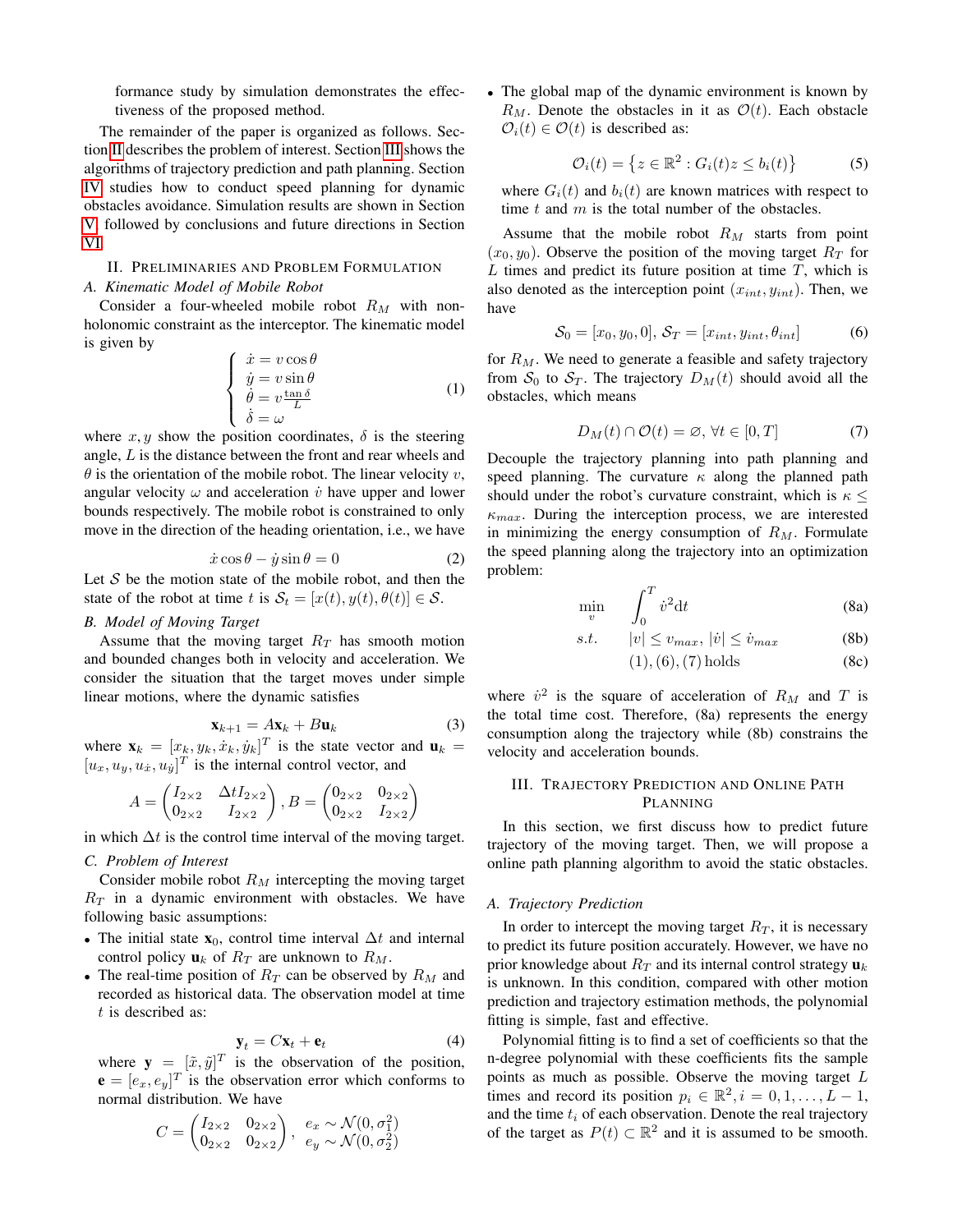formance study by simulation demonstrates the effectiveness of the proposed method.

The remainder of the paper is organized as follows. Section II describes the problem of interest. Section III shows the algorithms of trajectory prediction and path planning. Section IV studies how to conduct speed planning for dynamic obstacles avoidance. Simulation results are shown in Section V followed by conclusions and future directions in Section VI.

## II. Preliminaries and Problem Formulation

### A. Kinematic Model of Mobile Robot

Consider a four-wheeled mobile robot $R_M$ with non-holonomic constraint as the interceptor. The kinematic model is given by

$$\begin{cases} \dot{x} = v\cos\theta \\ \dot{y} = v\sin\theta \\ \dot{\theta} = v\frac{\tan\delta}{L} \\ \dot{\delta} = \omega \end{cases} \tag{1}$$

where $x, y$ show the position coordinates, $\delta$ is the steering angle, $L$ is the distance between the front and rear wheels and $\theta$ is the orientation of the mobile robot. The linear velocity $v$, angular velocity $\omega$ and acceleration $\dot{v}$ have upper and lower bounds respectively. The mobile robot is constrained to only move in the direction of the heading orientation, i.e., we have

$$\dot{x}\cos\theta - \dot{y}\sin\theta = 0 \tag{2}$$

Let $\mathcal{S}$ be the motion state of the mobile robot, and then the state of the robot at time $t$ is $\mathcal{S}_t = [x(t), y(t), \theta(t)] \in \mathcal{S}$.

### B. Model of Moving Target

Assume that the moving target $R_T$ has smooth motion and bounded changes both in velocity and acceleration. We consider the situation that the target moves under simple linear motions, where the dynamic satisfies

$$\mathbf{x}_{k+1} = A\mathbf{x}_k + B\mathbf{u}_k \tag{3}$$

where $\mathbf{x}_k = [x_k, y_k, \dot{x}_k, \dot{y}_k]^T$ is the state vector and $\mathbf{u}_k = [u_x, u_y, u_{\dot{x}}, u_{\dot{y}}]^T$ is the internal control vector, and

$$A = \begin{pmatrix} I_{2\times2} & \Delta t I_{2\times2} \\ 0_{2\times2} & I_{2\times2} \end{pmatrix}, B = \begin{pmatrix} 0_{2\times2} & 0_{2\times2} \\ 0_{2\times2} & I_{2\times2} \end{pmatrix}$$

in which $\Delta t$ is the control time interval of the moving target.

### C. Problem of Interest

Consider mobile robot $R_M$ intercepting the moving target $R_T$ in a dynamic environment with obstacles. We have following basic assumptions:

- The initial state $\mathbf{x}_0$, control time interval $\Delta t$ and internal control policy $\mathbf{u}_k$ of $R_T$ are unknown to $R_M$.
- The real-time position of $R_T$ can be observed by $R_M$ and recorded as historical data. The observation model at time $t$ is described as:

$$\mathbf{y}_t = C\mathbf{x}_t + \mathbf{e}_t \tag{4}$$

where $\mathbf{y} = [\tilde{x}, \tilde{y}]^T$ is the observation of the position, $\mathbf{e} = [e_x, e_y]^T$ is the observation error which conforms to normal distribution. We have

$$C = \begin{pmatrix} I_{2\times2} & 0_{2\times2} \\ 0_{2\times2} & 0_{2\times2} \end{pmatrix}, \quad \begin{matrix} e_x \sim \mathcal{N}(0, \sigma_1^2) \\ e_y \sim \mathcal{N}(0, \sigma_2^2) \end{matrix}$$

- The global map of the dynamic environment is known by $R_M$. Denote the obstacles in it as $\mathcal{O}(t)$. Each obstacle $\mathcal{O}_i(t) \in \mathcal{O}(t)$ is described as:

$$\mathcal{O}_i(t) = \left\{ z \in \mathbb{R}^2 : G_i(t)z \leq b_i(t) \right\} \tag{5}$$

where $G_i(t)$ and $b_i(t)$ are known matrices with respect to time $t$ and $m$ is the total number of the obstacles.

Assume that the mobile robot $R_M$ starts from point $(x_0, y_0)$. Observe the position of the moving target $R_T$ for $L$ times and predict its future position at time $T$, which is also denoted as the interception point $(x_{int}, y_{int})$. Then, we have

$$\mathcal{S}_0 = [x_0, y_0, 0], \ \mathcal{S}_T = [x_{int}, y_{int}, \theta_{int}] \tag{6}$$

for $R_M$. We need to generate a feasible and safety trajectory from $\mathcal{S}_0$ to $\mathcal{S}_T$. The trajectory $D_M(t)$ should avoid all the obstacles, which means

$$D_M(t) \cap \mathcal{O}(t) = \varnothing, \ \forall t \in [0, T] \tag{7}$$

Decouple the trajectory planning into path planning and speed planning. The curvature $\kappa$ along the planned path should under the robot's curvature constraint, which is $\kappa \leq \kappa_{max}$. During the interception process, we are interested in minimizing the energy consumption of $R_M$. Formulate the speed planning along the trajectory into an optimization problem:

$$\min_{v} \quad \int_0^T \dot{v}^2 \mathrm{d}t \tag{8a}$$

$$s.t. \quad |v| \leq v_{max}, \ |\dot{v}| \leq \dot{v}_{max} \tag{8b}$$

$$(1), (6), (7) \text{ holds} \tag{8c}$$

where $\dot{v}^2$ is the square of acceleration of $R_M$ and $T$ is the total time cost. Therefore, (8a) represents the energy consumption along the trajectory while (8b) constrains the velocity and acceleration bounds.

## III. Trajectory Prediction and Online Path Planning

In this section, we first discuss how to predict future trajectory of the moving target. Then, we will propose a online path planning algorithm to avoid the static obstacles.

### A. Trajectory Prediction

In order to intercept the moving target $R_T$, it is necessary to predict its future position accurately. However, we have no prior knowledge about $R_T$ and its internal control strategy $\mathbf{u}_k$ is unknown. In this condition, compared with other motion prediction and trajectory estimation methods, the polynomial fitting is simple, fast and effective.

Polynomial fitting is to find a set of coefficients so that the n-degree polynomial with these coefficients fits the sample points as much as possible. Observe the moving target $L$ times and record its position $p_i \in \mathbb{R}^2, i = 0, 1, \ldots, L-1$, and the time $t_i$ of each observation. Denote the real trajectory of the target as $P(t) \subset \mathbb{R}^2$ and it is assumed to be smooth.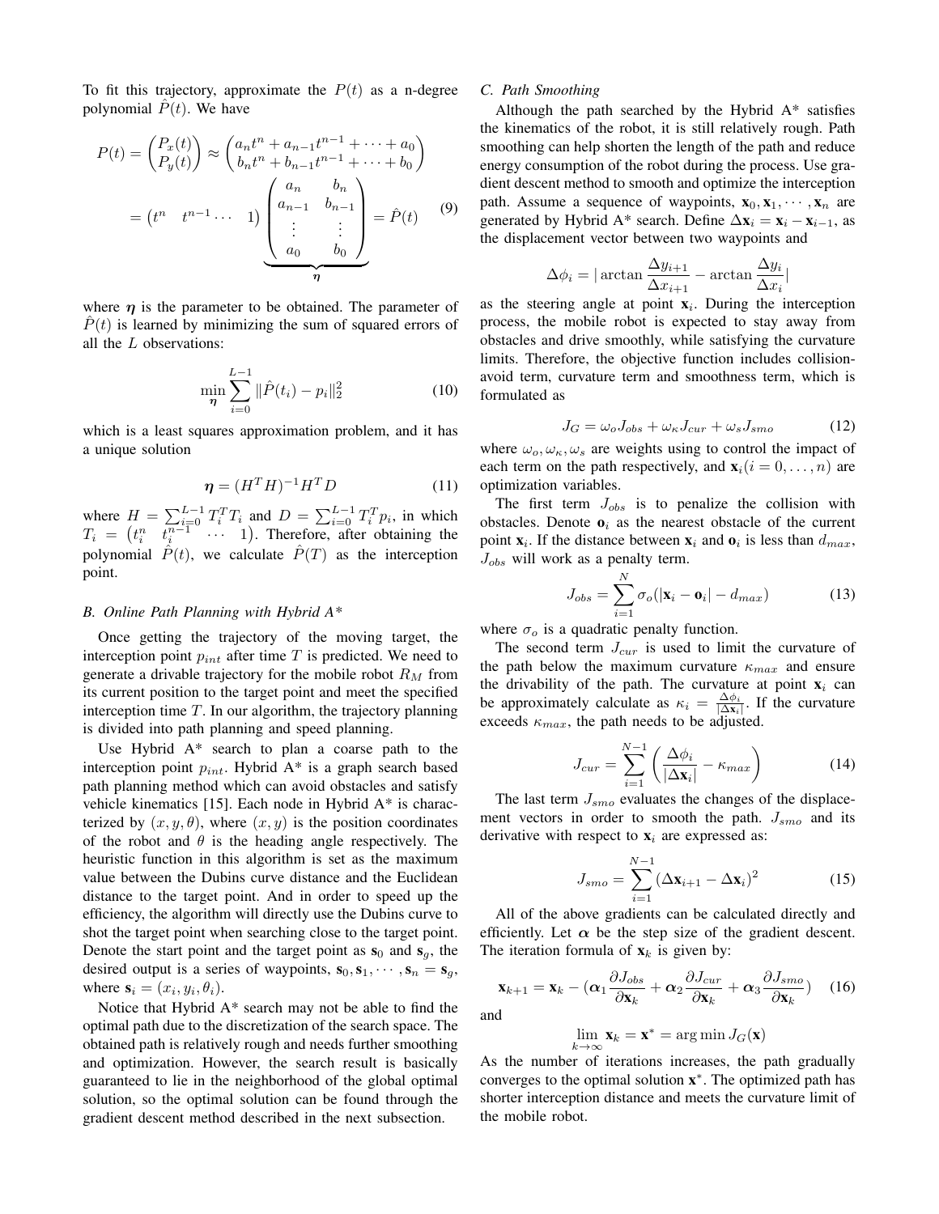To fit this trajectory, approximate the $P(t)$ as a n-degree polynomial $\hat{P}(t)$. We have

$$
\begin{aligned}
P(t) = \begin{pmatrix} P_x(t) \\ P_y(t) \end{pmatrix} &\approx \begin{pmatrix} a_n t^n + a_{n-1} t^{n-1} + \cdots + a_0 \\ b_n t^n + b_{n-1} t^{n-1} + \cdots + b_0 \end{pmatrix} \\
&= \begin{pmatrix} t^n & t^{n-1} \cdots & 1 \end{pmatrix} \underbrace{\begin{pmatrix} a_n & b_n \\ a_{n-1} & b_{n-1} \\ \vdots & \vdots \\ a_0 & b_0 \end{pmatrix}}_{\boldsymbol{\eta}} = \hat{P}(t)
\end{aligned} \tag{9}
$$

where $\boldsymbol{\eta}$ is the parameter to be obtained. The parameter of $\hat{P}(t)$ is learned by minimizing the sum of squared errors of all the $L$ observations:

$$
\min_{\boldsymbol{\eta}} \sum_{i=0}^{L-1} \| \hat{P}(t_i) - p_i \|_2^2 \tag{10}
$$

which is a least squares approximation problem, and it has a unique solution

$$
\boldsymbol{\eta} = (H^T H)^{-1} H^T D \tag{11}
$$

where $H = \sum_{i=0}^{L-1} T_i^T T_i$ and $D = \sum_{i=0}^{L-1} T_i^T p_i$, in which $T_i = \begin{pmatrix} t_i^n & t_i^{n-1} & \cdots & 1 \end{pmatrix}$. Therefore, after obtaining the polynomial $\hat{P}(t)$, we calculate $\hat{P}(T)$ as the interception point.

### B. Online Path Planning with Hybrid A*

Once getting the trajectory of the moving target, the interception point $p_{int}$ after time $T$ is predicted. We need to generate a drivable trajectory for the mobile robot $R_M$ from its current position to the target point and meet the specified interception time $T$. In our algorithm, the trajectory planning is divided into path planning and speed planning.

Use Hybrid A* search to plan a coarse path to the interception point $p_{int}$. Hybrid A* is a graph search based path planning method which can avoid obstacles and satisfy vehicle kinematics [15]. Each node in Hybrid A* is characterized by $(x, y, \theta)$, where $(x, y)$ is the position coordinates of the robot and $\theta$ is the heading angle respectively. The heuristic function in this algorithm is set as the maximum value between the Dubins curve distance and the Euclidean distance to the target point. And in order to speed up the efficiency, the algorithm will directly use the Dubins curve to shot the target point when searching close to the target point. Denote the start point and the target point as $\mathbf{s}_0$ and $\mathbf{s}_g$, the desired output is a series of waypoints, $\mathbf{s}_0, \mathbf{s}_1, \cdots, \mathbf{s}_n = \mathbf{s}_g$, where $\mathbf{s}_i = (x_i, y_i, \theta_i)$.

Notice that Hybrid A* search may not be able to find the optimal path due to the discretization of the search space. The obtained path is relatively rough and needs further smoothing and optimization. However, the search result is basically guaranteed to lie in the neighborhood of the global optimal solution, so the optimal solution can be found through the gradient descent method described in the next subsection.

### C. Path Smoothing

Although the path searched by the Hybrid A* satisfies the kinematics of the robot, it is still relatively rough. Path smoothing can help shorten the length of the path and reduce energy consumption of the robot during the process. Use gradient descent method to smooth and optimize the interception path. Assume a sequence of waypoints, $\mathbf{x}_0, \mathbf{x}_1, \cdots, \mathbf{x}_n$ are generated by Hybrid A* search. Define $\Delta \mathbf{x}_i = \mathbf{x}_i - \mathbf{x}_{i-1}$, as the displacement vector between two waypoints and

$$
\Delta \phi_i = |\arctan \frac{\Delta y_{i+1}}{\Delta x_{i+1}} - \arctan \frac{\Delta y_i}{\Delta x_i}|
$$

as the steering angle at point $\mathbf{x}_i$. During the interception process, the mobile robot is expected to stay away from obstacles and drive smoothly, while satisfying the curvature limits. Therefore, the objective function includes collision-avoid term, curvature term and smoothness term, which is formulated as

$$
J_G = \omega_o J_{obs} + \omega_\kappa J_{cur} + \omega_s J_{smo} \tag{12}
$$

where $\omega_o, \omega_\kappa, \omega_s$ are weights using to control the impact of each term on the path respectively, and $\mathbf{x}_i (i = 0, \ldots, n)$ are optimization variables.

The first term $J_{obs}$ is to penalize the collision with obstacles. Denote $\mathbf{o}_i$ as the nearest obstacle of the current point $\mathbf{x}_i$. If the distance between $\mathbf{x}_i$ and $\mathbf{o}_i$ is less than $d_{max}$, $J_{obs}$ will work as a penalty term.

$$
J_{obs} = \sum_{i=1}^{N} \sigma_o(|\mathbf{x}_i - \mathbf{o}_i| - d_{max}) \tag{13}
$$

where $\sigma_o$ is a quadratic penalty function.

The second term $J_{cur}$ is used to limit the curvature of the path below the maximum curvature $\kappa_{max}$ and ensure the drivability of the path. The curvature at point $\mathbf{x}_i$ can be approximately calculate as $\kappa_i = \frac{\Delta \phi_i}{|\Delta \mathbf{x}_i|}$. If the curvature exceeds $\kappa_{max}$, the path needs to be adjusted.

$$
J_{cur} = \sum_{i=1}^{N-1} \left( \frac{\Delta \phi_i}{|\Delta \mathbf{x}_i|} - \kappa_{max} \right) \tag{14}
$$

The last term $J_{smo}$ evaluates the changes of the displacement vectors in order to smooth the path. $J_{smo}$ and its derivative with respect to $\mathbf{x}_i$ are expressed as:

$$
J_{smo} = \sum_{i=1}^{N-1} (\Delta \mathbf{x}_{i+1} - \Delta \mathbf{x}_i)^2 \tag{15}
$$

All of the above gradients can be calculated directly and efficiently. Let $\boldsymbol{\alpha}$ be the step size of the gradient descent. The iteration formula of $\mathbf{x}_k$ is given by:

$$
\mathbf{x}_{k+1} = \mathbf{x}_k - (\boldsymbol{\alpha}_1 \frac{\partial J_{obs}}{\partial \mathbf{x}_k} + \boldsymbol{\alpha}_2 \frac{\partial J_{cur}}{\partial \mathbf{x}_k} + \boldsymbol{\alpha}_3 \frac{\partial J_{smo}}{\partial \mathbf{x}_k}) \tag{16}
$$

and

$$
\lim_{k \to \infty} \mathbf{x}_k = \mathbf{x}^* = \arg\min J_G(\mathbf{x})
$$

As the number of iterations increases, the path gradually converges to the optimal solution $\mathbf{x}^*$. The optimized path has shorter interception distance and meets the curvature limit of the mobile robot.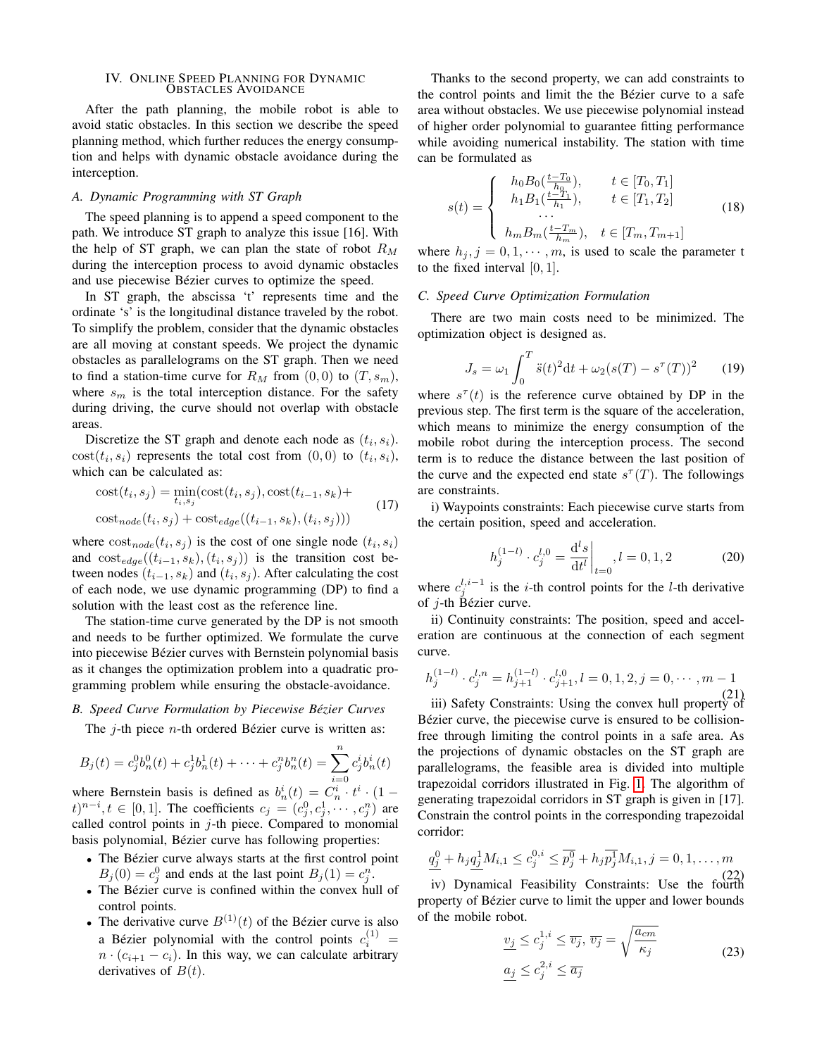## IV. Online Speed Planning for Dynamic Obstacles Avoidance

After the path planning, the mobile robot is able to avoid static obstacles. In this section we describe the speed planning method, which further reduces the energy consumption and helps with dynamic obstacle avoidance during the interception.

### A. Dynamic Programming with ST Graph

The speed planning is to append a speed component to the path. We introduce ST graph to analyze this issue [16]. With the help of ST graph, we can plan the state of robot $R_M$ during the interception process to avoid dynamic obstacles and use piecewise Bézier curves to optimize the speed.

In ST graph, the abscissa 't' represents time and the ordinate 's' is the longitudinal distance traveled by the robot. To simplify the problem, consider that the dynamic obstacles are all moving at constant speeds. We project the dynamic obstacles as parallelograms on the ST graph. Then we need to find a station-time curve for $R_M$ from $(0,0)$ to $(T, s_m)$, where $s_m$ is the total interception distance. For the safety during driving, the curve should not overlap with obstacle areas.

Discretize the ST graph and denote each node as $(t_i, s_i)$. $\text{cost}(t_i, s_i)$ represents the total cost from $(0,0)$ to $(t_i, s_i)$, which can be calculated as:

$$
\begin{aligned}
\text{cost}(t_i, s_j) = \min_{t_i, s_j}(&\text{cost}(t_i, s_j), \text{cost}(t_{i-1}, s_k) + \\
&\text{cost}_{node}(t_i, s_j) + \text{cost}_{edge}((t_{i-1}, s_k), (t_i, s_j)))
\end{aligned} \tag{17}
$$

where $\text{cost}_{node}(t_i, s_j)$ is the cost of one single node $(t_i, s_i)$ and $\text{cost}_{edge}((t_{i-1}, s_k), (t_i, s_j))$ is the transition cost between nodes $(t_{i-1}, s_k)$ and $(t_i, s_j)$. After calculating the cost of each node, we use dynamic programming (DP) to find a solution with the least cost as the reference line.

The station-time curve generated by the DP is not smooth and needs to be further optimized. We formulate the curve into piecewise Bézier curves with Bernstein polynomial basis as it changes the optimization problem into a quadratic programming problem while ensuring the obstacle-avoidance.

### B. Speed Curve Formulation by Piecewise Bézier Curves

The $j$-th piece $n$-th ordered Bézier curve is written as:

$$
B_j(t) = c_j^0 b_n^0(t) + c_j^1 b_n^1(t) + \cdots + c_j^n b_n^n(t) = \sum_{i=0}^{n} c_j^i b_n^i(t)
$$

where Bernstein basis is defined as $b_n^i(t) = C_n^i \cdot t^i \cdot (1-t)^{n-i}, t \in [0,1]$. The coefficients $c_j = (c_j^0, c_j^1, \cdots, c_j^n)$ are called control points in $j$-th piece. Compared to monomial basis polynomial, Bézier curve has following properties:

- The Bézier curve always starts at the first control point $B_j(0) = c_j^0$ and ends at the last point $B_j(1) = c_j^n$.
- The Bézier curve is confined within the convex hull of control points.
- The derivative curve $B^{(1)}(t)$ of the Bézier curve is also a Bézier polynomial with the control points $c_i^{(1)} = n \cdot (c_{i+1} - c_i)$. In this way, we can calculate arbitrary derivatives of $B(t)$.

Thanks to the second property, we can add constraints to the control points and limit the the Bézier curve to a safe area without obstacles. We use piecewise polynomial instead of higher order polynomial to guarantee fitting performance while avoiding numerical instability. The station with time can be formulated as

$$
s(t) = \begin{cases}
h_0 B_0(\frac{t - T_0}{h_0}), & t \in [T_0, T_1] \\
h_1 B_1(\frac{t - T_1}{h_1}), & t \in [T_1, T_2] \\
\cdots \\
h_m B_m(\frac{t - T_m}{h_m}), & t \in [T_m, T_{m+1}]
\end{cases} \tag{18}
$$

where $h_j, j = 0, 1, \cdots, m$, is used to scale the parameter t to the fixed interval $[0,1]$.

### C. Speed Curve Optimization Formulation

There are two main costs need to be minimized. The optimization object is designed as.

$$
J_s = \omega_1 \int_0^T \ddot{s}(t)^2 \mathrm{d}t + \omega_2 (s(T) - s^\tau(T))^2 \tag{19}
$$

where $s^\tau(t)$ is the reference curve obtained by DP in the previous step. The first term is the square of the acceleration, which means to minimize the energy consumption of the mobile robot during the interception process. The second term is to reduce the distance between the last position of the curve and the expected end state $s^\tau(T)$. The followings are constraints.

i) Waypoints constraints: Each piecewise curve starts from the certain position, speed and acceleration.

$$
h_j^{(1-l)} \cdot c_j^{l,0} = \left.\frac{\mathrm{d}^l s}{\mathrm{d}t^l}\right|_{t=0}, l = 0, 1, 2 \tag{20}
$$

where $c_j^{l,i-1}$ is the $i$-th control points for the $l$-th derivative of $j$-th Bézier curve.

ii) Continuity constraints: The position, speed and acceleration are continuous at the connection of each segment curve.

$$
h_j^{(1-l)} \cdot c_j^{l,n} = h_{j+1}^{(1-l)} \cdot c_{j+1}^{l,0}, l = 0, 1, 2, j = 0, \cdots, m-1 \tag{21}
$$

iii) Safety Constraints: Using the convex hull property of Bézier curve, the piecewise curve is ensured to be collision-free through limiting the control points in a safe area. As the projections of dynamic obstacles on the ST graph are parallelograms, the feasible area is divided into multiple trapezoidal corridors illustrated in Fig. 1. The algorithm of generating trapezoidal corridors in ST graph is given in [17]. Constrain the control points in the corresponding trapezoidal corridor:

$$
\underline{q_j^0} + h_j \underline{q_j^1} M_{i,1} \le c_j^{0,i} \le \overline{p_j^0} + h_j \overline{p_j^1} M_{i,1}, j = 0, 1, \ldots, m \tag{22}
$$

iv) Dynamical Feasibility Constraints: Use the fourth property of Bézier curve to limit the upper and lower bounds of the mobile robot.

$$
\begin{aligned}
&\underline{v_j} \le c_j^{1,i} \le \overline{v_j}, \ \overline{v_j} = \sqrt{\frac{a_{cm}}{\kappa_j}} \\
&\underline{a_j} \le c_j^{2,i} \le \overline{a_j}
\end{aligned} \tag{23}
$$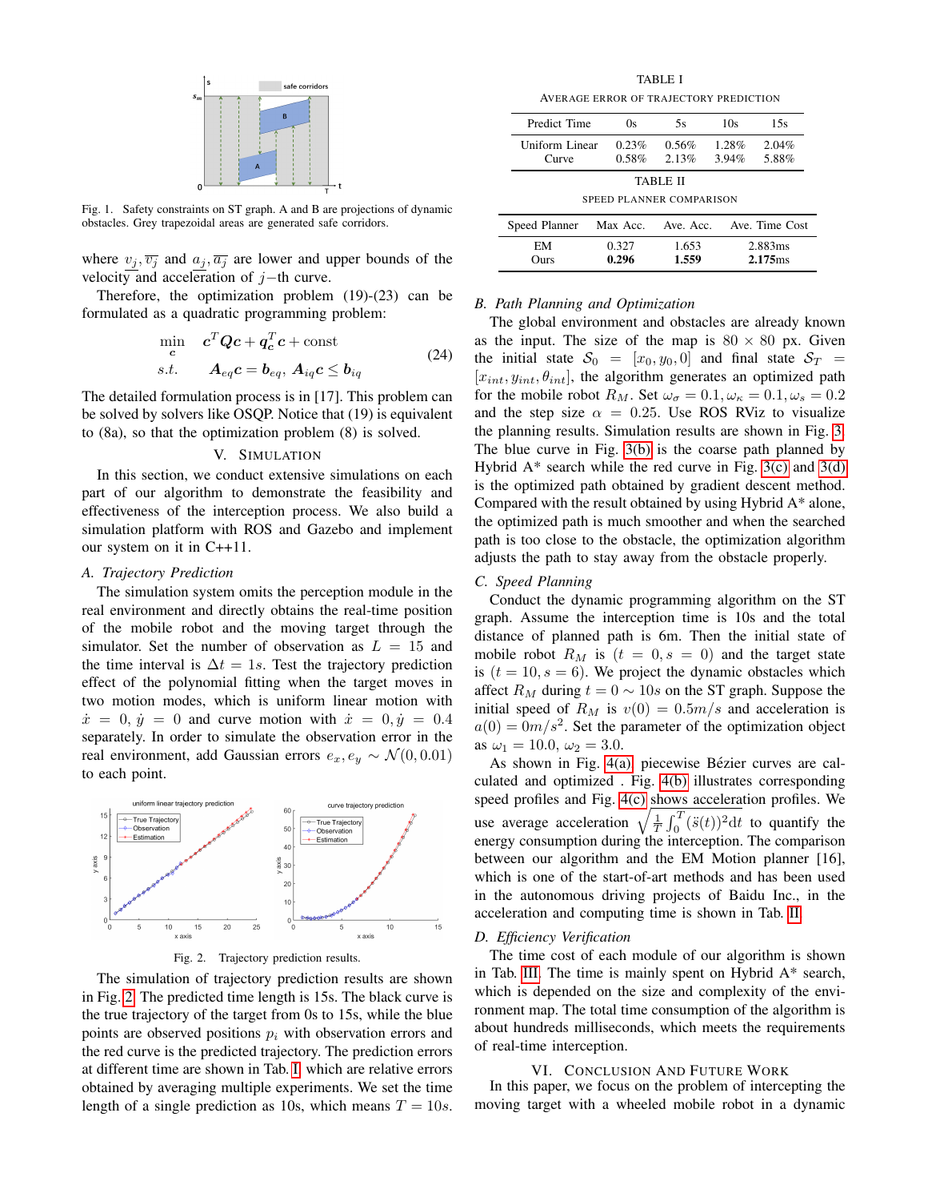Fig. 1. Safety constraints on ST graph. A and B are projections of dynamic obstacles. Grey trapezoidal areas are generated safe corridors.

where $v_j, \overline{v_j}$ and $a_j, \overline{a_j}$ are lower and upper bounds of the velocity and acceleration of $j-$th curve.

Therefore, the optimization problem (19)-(23) can be formulated as a quadratic programming problem:

$$\begin{aligned} \min_{\boldsymbol{c}} \quad & \boldsymbol{c}^T \boldsymbol{Q} \boldsymbol{c} + \boldsymbol{q}_c^T \boldsymbol{c} + \text{const} \\ s.t. \quad & \boldsymbol{A}_{eq}\boldsymbol{c} = \boldsymbol{b}_{eq},\ \boldsymbol{A}_{iq}\boldsymbol{c} \leq \boldsymbol{b}_{iq} \end{aligned} \tag{24}$$

The detailed formulation process is in [17]. This problem can be solved by solvers like OSQP. Notice that (19) is equivalent to (8a), so that the optimization problem (8) is solved.

## V. Simulation

In this section, we conduct extensive simulations on each part of our algorithm to demonstrate the feasibility and effectiveness of the interception process. We also build a simulation platform with ROS and Gazebo and implement our system on it in C++11.

### A. Trajectory Prediction

The simulation system omits the perception module in the real environment and directly obtains the real-time position of the mobile robot and the moving target through the simulator. Set the number of observation as $L = 15$ and the time interval is $\Delta t = 1s$. Test the trajectory prediction effect of the polynomial fitting when the target moves in two motion modes, which is uniform linear motion with $\dot{x} = 0, \dot{y} = 0$ and curve motion with $\dot{x} = 0, \dot{y} = 0.4$ separately. In order to simulate the observation error in the real environment, add Gaussian errors $e_x, e_y \sim \mathcal{N}(0, 0.01)$ to each point.

Fig. 2. Trajectory prediction results.

The simulation of trajectory prediction results are shown in Fig. 2. The predicted time length is 15s. The black curve is the true trajectory of the target from 0s to 15s, while the blue points are observed positions $p_i$ with observation errors and the red curve is the predicted trajectory. The prediction errors at different time are shown in Tab. I, which are relative errors obtained by averaging multiple experiments. We set the time length of a single prediction as 10s, which means $T = 10s$.

TABLE I
Average Error of Trajectory Prediction

| Predict Time | 0s | 5s | 10s | 15s |
|---|---|---|---|---|
| Uniform Linear | 0.23% | 0.56% | 1.28% | 2.04% |
| Curve | 0.58% | 2.13% | 3.94% | 5.88% |

TABLE II
Speed Planner Comparison

| Speed Planner | Max Acc. | Ave. Acc. | Ave. Time Cost |
|---|---|---|---|
| EM | 0.327 | 1.653 | 2.883ms |
| Ours | **0.296** | **1.559** | **2.175**ms |

### B. Path Planning and Optimization

The global environment and obstacles are already known as the input. The size of the map is $80 \times 80$ px. Given the initial state $\mathcal{S}_0 = [x_0, y_0, 0]$ and final state $\mathcal{S}_T = [x_{int}, y_{int}, \theta_{int}]$, the algorithm generates an optimized path for the mobile robot $R_M$. Set $\omega_\sigma = 0.1, \omega_\kappa = 0.1, \omega_s = 0.2$ and the step size $\alpha = 0.25$. Use ROS RViz to visualize the planning results. Simulation results are shown in Fig. 3. The blue curve in Fig. 3(b) is the coarse path planned by Hybrid A* search while the red curve in Fig. 3(c) and 3(d) is the optimized path obtained by gradient descent method. Compared with the result obtained by using Hybrid A* alone, the optimized path is much smoother and when the searched path is too close to the obstacle, the optimization algorithm adjusts the path to stay away from the obstacle properly.

### C. Speed Planning

Conduct the dynamic programming algorithm on the ST graph. Assume the interception time is 10s and the total distance of planned path is 6m. Then the initial state of mobile robot $R_M$ is $(t = 0, s = 0)$ and the target state is $(t = 10, s = 6)$. We project the dynamic obstacles which affect $R_M$ during $t = 0 \sim 10s$ on the ST graph. Suppose the initial speed of $R_M$ is $v(0) = 0.5m/s$ and acceleration is $a(0) = 0m/s^2$. Set the parameter of the optimization object as $\omega_1 = 10.0$, $\omega_2 = 3.0$.

As shown in Fig. 4(a) piecewise Bézier curves are calculated and optimized . Fig. 4(b) illustrates corresponding speed profiles and Fig. 4(c) shows acceleration profiles. We use average acceleration $\sqrt{\frac{1}{T}\int_0^T(\ddot{s}(t))^2 \mathrm{d}t}$ to quantify the energy consumption during the interception. The comparison between our algorithm and the EM Motion planner [16], which is one of the start-of-art methods and has been used in the autonomous driving projects of Baidu Inc., in the acceleration and computing time is shown in Tab. II

### D. Efficiency Verification

The time cost of each module of our algorithm is shown in Tab. III. The time is mainly spent on Hybrid A* search, which is depended on the size and complexity of the environment map. The total time consumption of the algorithm is about hundreds milliseconds, which meets the requirements of real-time interception.

## VI. Conclusion and Future Work

In this paper, we focus on the problem of intercepting the moving target with a wheeled mobile robot in a dynamic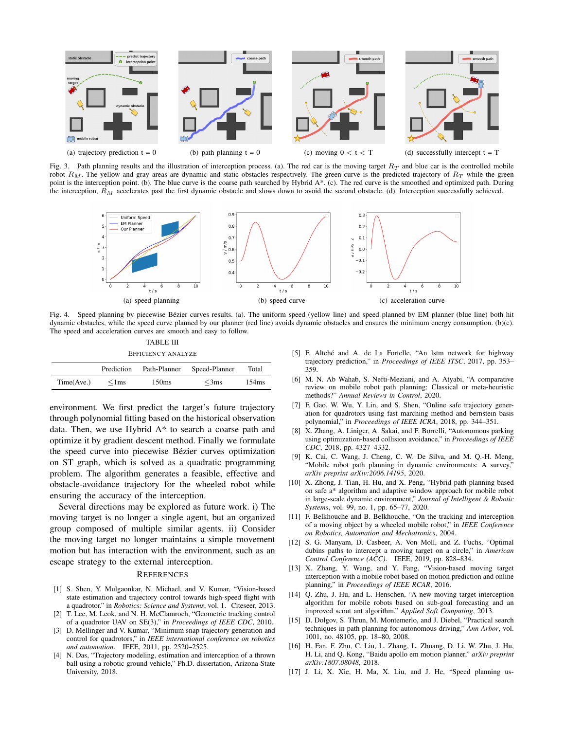(a) trajectory prediction t = 0 (b) path planning t = 0 (c) moving 0 < t < T (d) successfully intercept t = T

Fig. 3. Path planning results and the illustration of interception process. (a). The red car is the moving target $R_T$ and blue car is the controlled mobile robot $R_M$. The yellow and gray areas are dynamic and static obstacles respectively. The green curve is the predicted trajectory of $R_T$ while the green point is the interception point. (b). The blue curve is the coarse path searched by Hybrid A*. (c). The red curve is the smoothed and optimized path. During the interception, $R_M$ accelerates past the first dynamic obstacle and slows down to avoid the second obstacle. (d). Interception successfully achieved.

(a) speed planning (b) speed curve (c) acceleration curve

Fig. 4. Speed planning by piecewise Bézier curves results. (a). The uniform speed (yellow line) and speed planned by EM planner (blue line) both hit dynamic obstacles, while the speed curve planned by our planner (red line) avoids dynamic obstacles and ensures the minimum energy consumption. (b)(c). The speed and acceleration curves are smooth and easy to follow.

TABLE III
EFFICIENCY ANALYZE

| | Prediction | Path-Planner | Speed-Planner | Total |
|---|---|---|---|---|
| Time(Ave.) | ≤1ms | 150ms | ≤3ms | 154ms |

environment. We first predict the target's future trajectory through polynomial fitting based on the historical observation data. Then, we use Hybrid A* to search a coarse path and optimize it by gradient descent method. Finally we formulate the speed curve into piecewise Bézier curves optimization on ST graph, which is solved as a quadratic programming problem. The algorithm generates a feasible, effective and obstacle-avoidance trajectory for the wheeled robot while ensuring the accuracy of the interception.

Several directions may be explored as future work. i) The moving target is no longer a single agent, but an organized group composed of multiple similar agents. ii) Consider the moving target no longer maintains a simple movement motion but has interaction with the environment, such as an escape strategy to the external interception.

## REFERENCES

[1] S. Shen, Y. Mulgaonkar, N. Michael, and V. Kumar, "Vision-based state estimation and trajectory control towards high-speed flight with a quadrotor." in *Robotics: Science and Systems*, vol. 1. Citeseer, 2013.

[2] T. Lee, M. Leok, and N. H. McClamroch, "Geometric tracking control of a quadrotor UAV on SE(3)," in *Proceedings of IEEE CDC*, 2010.

[3] D. Mellinger and V. Kumar, "Minimum snap trajectory generation and control for quadrotors," in *IEEE international conference on robotics and automation*. IEEE, 2011, pp. 2520–2525.

[4] N. Das, "Trajectory prediction, estimation and interception of a thrown ball using a robotic ground vehicle," Ph.D. dissertation, Arizona State University, 2018.

[5] F. Altché and A. de La Fortelle, "An lstm network for highway trajectory prediction," in *Proceedings of IEEE ITSC*, 2017, pp. 353–359.

[6] M. N. Ab Wahab, S. Nefti-Meziani, and A. Atyabi, "A comparative review on mobile robot path planning: Classical or meta-heuristic methods?" *Annual Reviews in Control*, 2020.

[7] F. Gao, W. Wu, Y. Lin, and S. Shen, "Online safe trajectory generation for quadrotors using fast marching method and bernstein basis polynomial," in *Proceedings of IEEE ICRA*, 2018, pp. 344–351.

[8] X. Zhang, A. Liniger, A. Sakai, and F. Borrelli, "Autonomous parking using optimization-based collision avoidance," in *Proceedings of IEEE CDC*, 2018, pp. 4327–4332.

[9] K. Cai, C. Wang, J. Cheng, C. W. De Silva, and M. Q.-H. Meng, "Mobile robot path planning in dynamic environments: A survey," *arXiv preprint arXiv:2006.14195*, 2020.

[10] X. Zhong, J. Tian, H. Hu, and X. Peng, "Hybrid path planning based on safe a* algorithm and adaptive window approach for mobile robot in large-scale dynamic environment," *Journal of Intelligent & Robotic Systems*, vol. 99, no. 1, pp. 65–77, 2020.

[11] F. Belkhouche and B. Belkhouche, "On the tracking and interception of a moving object by a wheeled mobile robot," in *IEEE Conference on Robotics, Automation and Mechatronics*, 2004.

[12] S. G. Manyam, D. Casbeer, A. Von Moll, and Z. Fuchs, "Optimal dubins paths to intercept a moving target on a circle," in *American Control Conference (ACC)*. IEEE, 2019, pp. 828–834.

[13] X. Zhang, Y. Wang, and Y. Fang, "Vision-based moving target interception with a mobile robot based on motion prediction and online planning," in *Proceedings of IEEE RCAR*, 2016.

[14] Q. Zhu, J. Hu, and L. Henschen, "A new moving target interception algorithm for mobile robots based on sub-goal forecasting and an improved scout ant algorithm," *Applied Soft Computing*, 2013.

[15] D. Dolgov, S. Thrun, M. Montemerlo, and J. Diebel, "Practical search techniques in path planning for autonomous driving," *Ann Arbor*, vol. 1001, no. 48105, pp. 18–80, 2008.

[16] H. Fan, F. Zhu, C. Liu, L. Zhang, L. Zhuang, D. Li, W. Zhu, J. Hu, H. Li, and Q. Kong, "Baidu apollo em motion planner," *arXiv preprint arXiv:1807.08048*, 2018.

[17] J. Li, X. Xie, H. Ma, X. Liu, and J. He, "Speed planning us-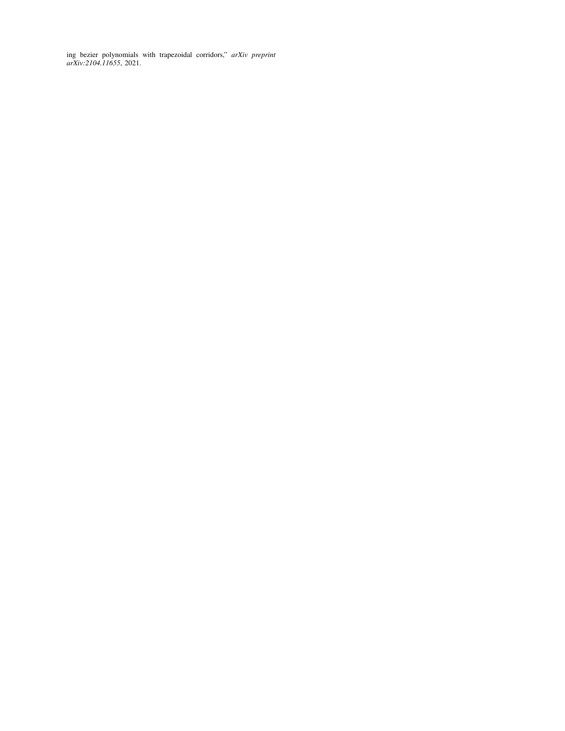ing bezier polynomials with trapezoidal corridors," *arXiv preprint arXiv:2104.11655*, 2021.